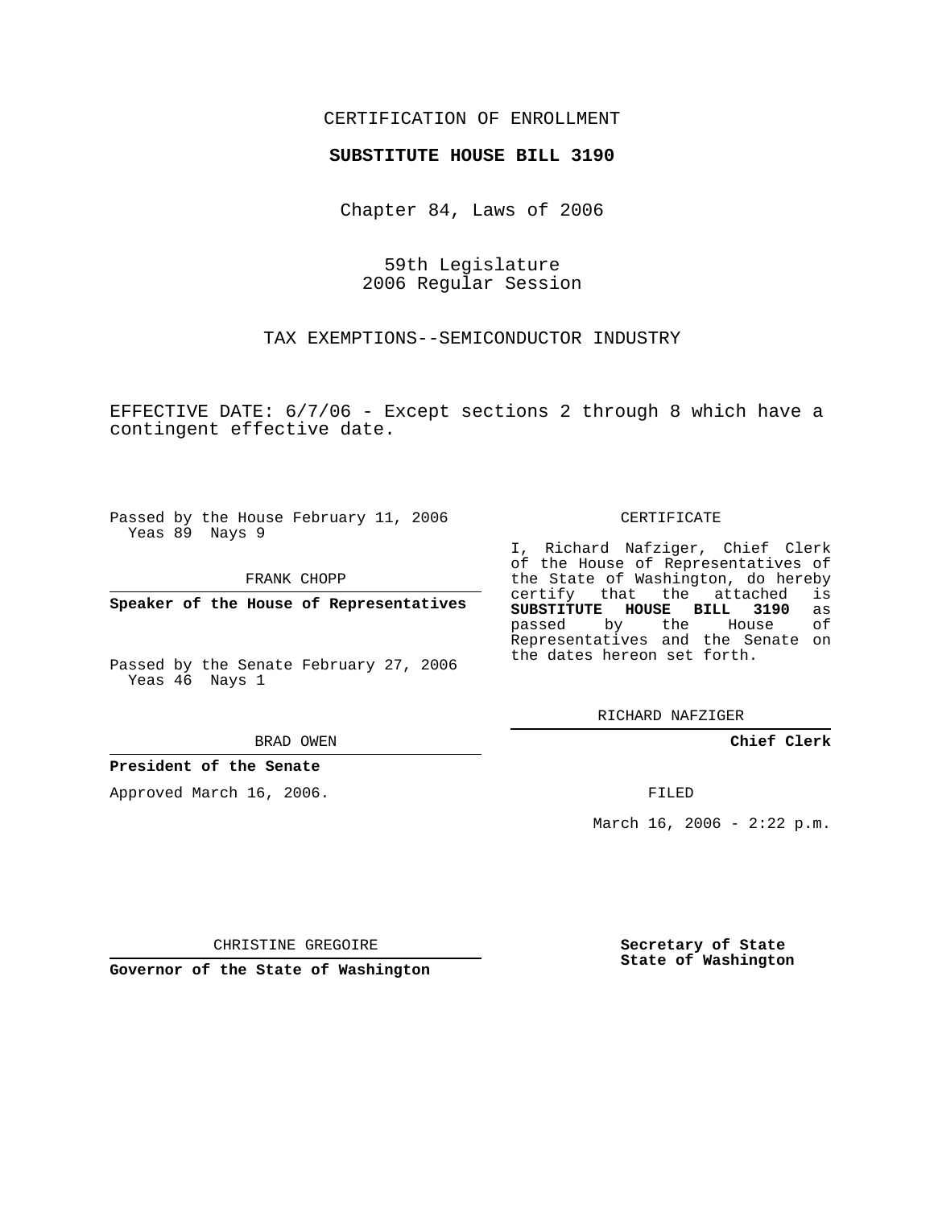CERTIFICATION OF ENROLLMENT

**SUBSTITUTE HOUSE BILL 3190**

Chapter 84, Laws of 2006

59th Legislature
2006 Regular Session

TAX EXEMPTIONS--SEMICONDUCTOR INDUSTRY

EFFECTIVE DATE: 6/7/06 - Except sections 2 through 8 which have a contingent effective date.

Passed by the House February 11, 2006
Yeas 89 Nays 9

FRANK CHOPP

**Speaker of the House of Representatives**

Passed by the Senate February 27, 2006
Yeas 46 Nays 1

BRAD OWEN

**President of the Senate**

Approved March 16, 2006.

CHRISTINE GREGOIRE

**Governor of the State of Washington**

CERTIFICATE

I, Richard Nafziger, Chief Clerk of the House of Representatives of the State of Washington, do hereby certify that the attached is **SUBSTITUTE HOUSE BILL 3190** as passed by the House of Representatives and the Senate on the dates hereon set forth.

RICHARD NAFZIGER

**Chief Clerk**

FILED

March 16, 2006 - 2:22 p.m.

**Secretary of State**
**State of Washington**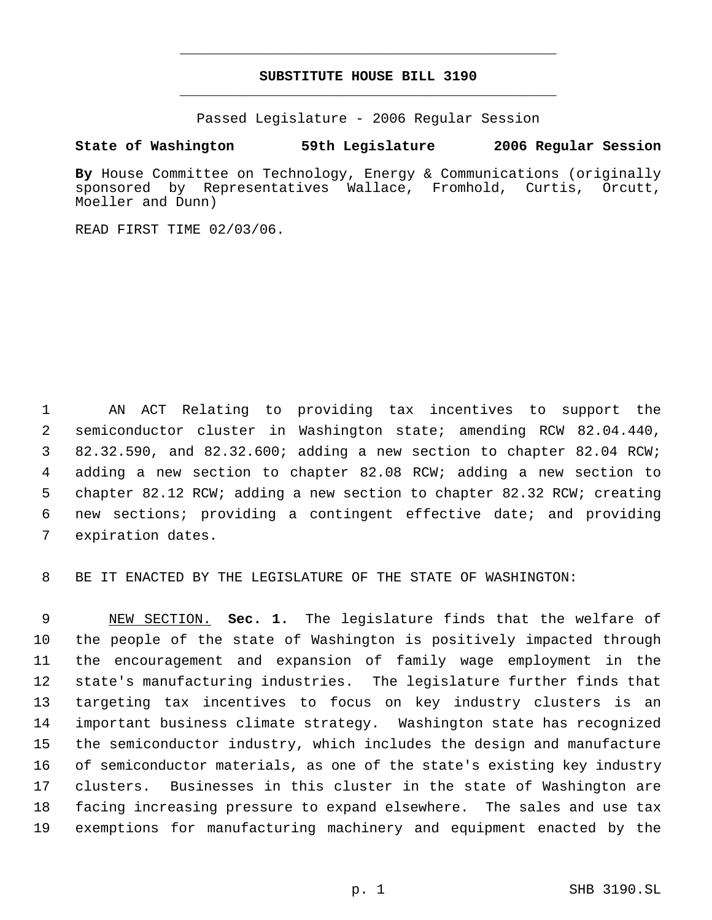# SUBSTITUTE HOUSE BILL 3190

Passed Legislature - 2006 Regular Session

**State of Washington 59th Legislature 2006 Regular Session**

**By** House Committee on Technology, Energy & Communications (originally sponsored by Representatives Wallace, Fromhold, Curtis, Orcutt, Moeller and Dunn)

READ FIRST TIME 02/03/06.

AN ACT Relating to providing tax incentives to support the semiconductor cluster in Washington state; amending RCW 82.04.440, 82.32.590, and 82.32.600; adding a new section to chapter 82.04 RCW; adding a new section to chapter 82.08 RCW; adding a new section to chapter 82.12 RCW; adding a new section to chapter 82.32 RCW; creating new sections; providing a contingent effective date; and providing expiration dates.

BE IT ENACTED BY THE LEGISLATURE OF THE STATE OF WASHINGTON:

NEW SECTION. **Sec. 1.** The legislature finds that the welfare of the people of the state of Washington is positively impacted through the encouragement and expansion of family wage employment in the state's manufacturing industries. The legislature further finds that targeting tax incentives to focus on key industry clusters is an important business climate strategy. Washington state has recognized the semiconductor industry, which includes the design and manufacture of semiconductor materials, as one of the state's existing key industry clusters. Businesses in this cluster in the state of Washington are facing increasing pressure to expand elsewhere. The sales and use tax exemptions for manufacturing machinery and equipment enacted by the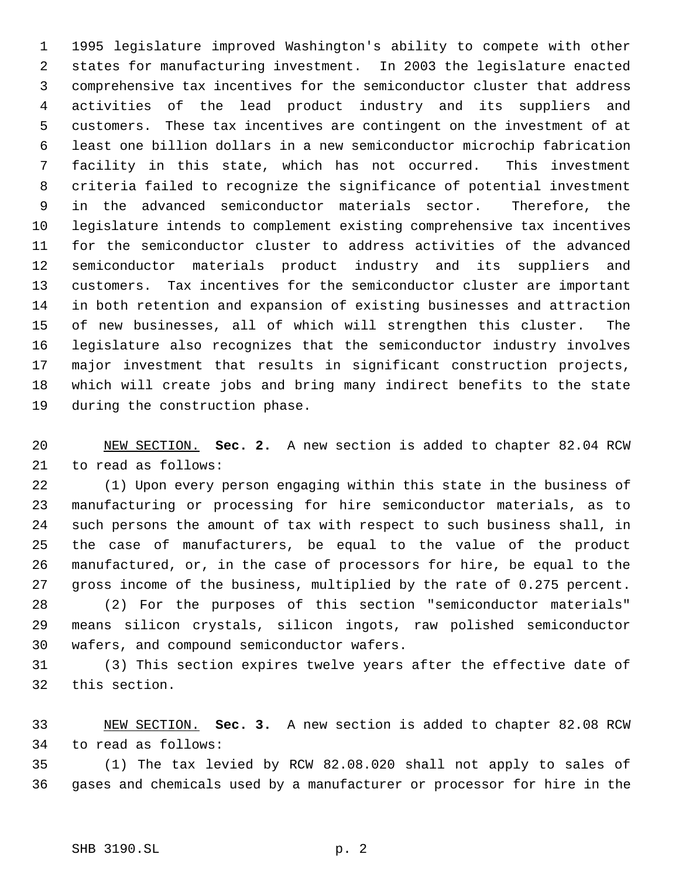1995 legislature improved Washington's ability to compete with other states for manufacturing investment. In 2003 the legislature enacted comprehensive tax incentives for the semiconductor cluster that address activities of the lead product industry and its suppliers and customers. These tax incentives are contingent on the investment of at least one billion dollars in a new semiconductor microchip fabrication facility in this state, which has not occurred. This investment criteria failed to recognize the significance of potential investment in the advanced semiconductor materials sector. Therefore, the legislature intends to complement existing comprehensive tax incentives for the semiconductor cluster to address activities of the advanced semiconductor materials product industry and its suppliers and customers. Tax incentives for the semiconductor cluster are important in both retention and expansion of existing businesses and attraction of new businesses, all of which will strengthen this cluster. The legislature also recognizes that the semiconductor industry involves major investment that results in significant construction projects, which will create jobs and bring many indirect benefits to the state during the construction phase.

NEW SECTION. **Sec. 2.** A new section is added to chapter 82.04 RCW to read as follows:

(1) Upon every person engaging within this state in the business of manufacturing or processing for hire semiconductor materials, as to such persons the amount of tax with respect to such business shall, in the case of manufacturers, be equal to the value of the product manufactured, or, in the case of processors for hire, be equal to the gross income of the business, multiplied by the rate of 0.275 percent.

(2) For the purposes of this section "semiconductor materials" means silicon crystals, silicon ingots, raw polished semiconductor wafers, and compound semiconductor wafers.

(3) This section expires twelve years after the effective date of this section.

NEW SECTION. **Sec. 3.** A new section is added to chapter 82.08 RCW to read as follows:

(1) The tax levied by RCW 82.08.020 shall not apply to sales of gases and chemicals used by a manufacturer or processor for hire in the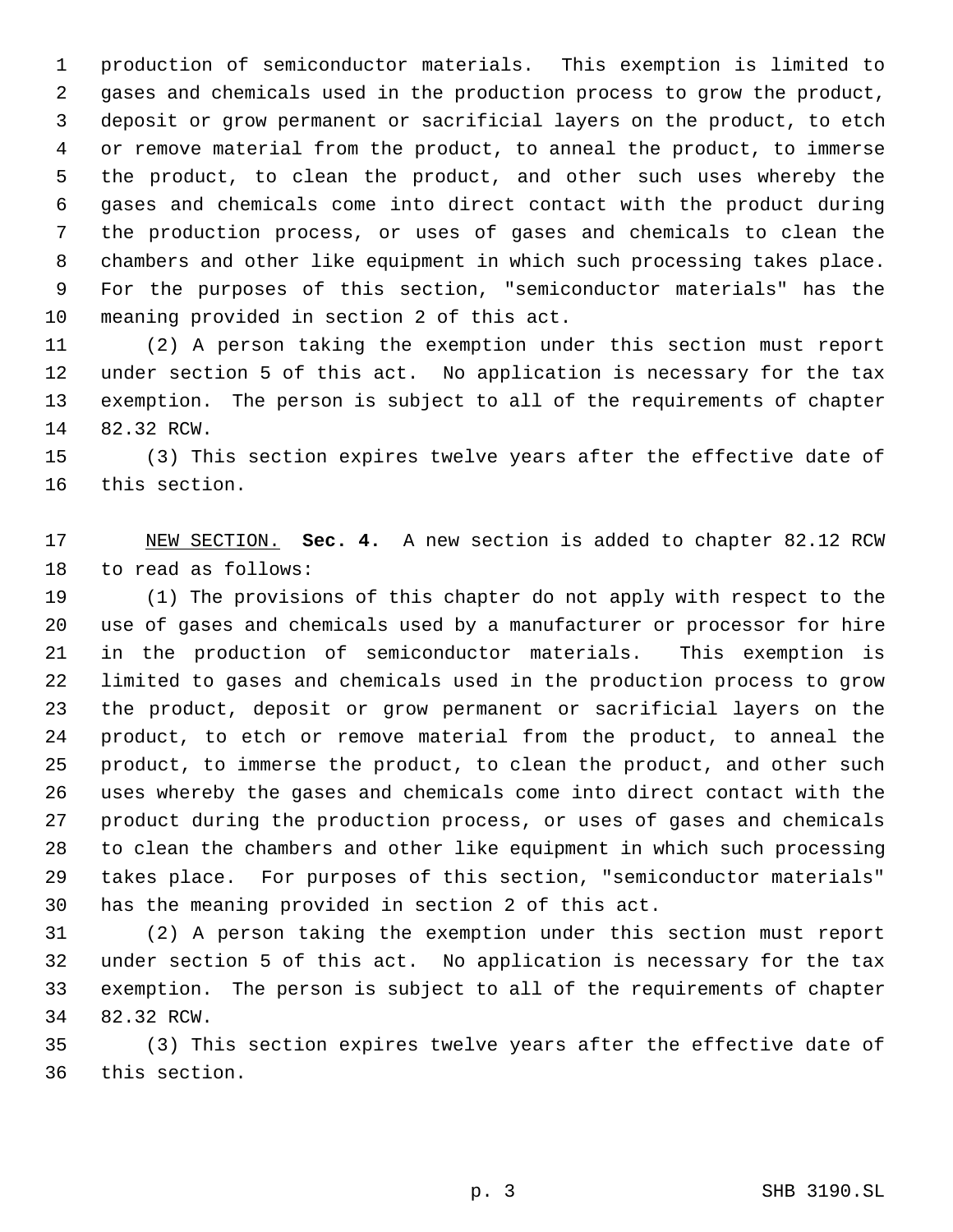production of semiconductor materials. This exemption is limited to gases and chemicals used in the production process to grow the product, deposit or grow permanent or sacrificial layers on the product, to etch or remove material from the product, to anneal the product, to immerse the product, to clean the product, and other such uses whereby the gases and chemicals come into direct contact with the product during the production process, or uses of gases and chemicals to clean the chambers and other like equipment in which such processing takes place. For the purposes of this section, "semiconductor materials" has the meaning provided in section 2 of this act.

(2) A person taking the exemption under this section must report under section 5 of this act. No application is necessary for the tax exemption. The person is subject to all of the requirements of chapter 82.32 RCW.

(3) This section expires twelve years after the effective date of this section.

NEW SECTION. **Sec. 4.** A new section is added to chapter 82.12 RCW to read as follows:

(1) The provisions of this chapter do not apply with respect to the use of gases and chemicals used by a manufacturer or processor for hire in the production of semiconductor materials. This exemption is limited to gases and chemicals used in the production process to grow the product, deposit or grow permanent or sacrificial layers on the product, to etch or remove material from the product, to anneal the product, to immerse the product, to clean the product, and other such uses whereby the gases and chemicals come into direct contact with the product during the production process, or uses of gases and chemicals to clean the chambers and other like equipment in which such processing takes place. For purposes of this section, "semiconductor materials" has the meaning provided in section 2 of this act.

(2) A person taking the exemption under this section must report under section 5 of this act. No application is necessary for the tax exemption. The person is subject to all of the requirements of chapter 82.32 RCW.

(3) This section expires twelve years after the effective date of this section.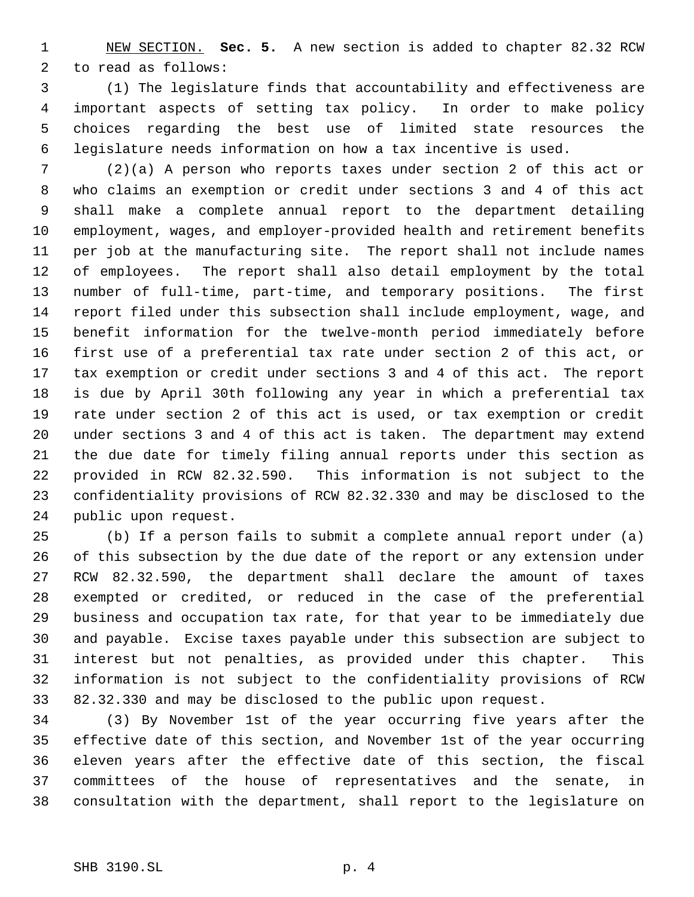NEW SECTION. **Sec. 5.** A new section is added to chapter 82.32 RCW to read as follows:

(1) The legislature finds that accountability and effectiveness are important aspects of setting tax policy. In order to make policy choices regarding the best use of limited state resources the legislature needs information on how a tax incentive is used.

(2)(a) A person who reports taxes under section 2 of this act or who claims an exemption or credit under sections 3 and 4 of this act shall make a complete annual report to the department detailing employment, wages, and employer-provided health and retirement benefits per job at the manufacturing site. The report shall not include names of employees. The report shall also detail employment by the total number of full-time, part-time, and temporary positions. The first report filed under this subsection shall include employment, wage, and benefit information for the twelve-month period immediately before first use of a preferential tax rate under section 2 of this act, or tax exemption or credit under sections 3 and 4 of this act. The report is due by April 30th following any year in which a preferential tax rate under section 2 of this act is used, or tax exemption or credit under sections 3 and 4 of this act is taken. The department may extend the due date for timely filing annual reports under this section as provided in RCW 82.32.590. This information is not subject to the confidentiality provisions of RCW 82.32.330 and may be disclosed to the public upon request.

(b) If a person fails to submit a complete annual report under (a) of this subsection by the due date of the report or any extension under RCW 82.32.590, the department shall declare the amount of taxes exempted or credited, or reduced in the case of the preferential business and occupation tax rate, for that year to be immediately due and payable. Excise taxes payable under this subsection are subject to interest but not penalties, as provided under this chapter. This information is not subject to the confidentiality provisions of RCW 82.32.330 and may be disclosed to the public upon request.

(3) By November 1st of the year occurring five years after the effective date of this section, and November 1st of the year occurring eleven years after the effective date of this section, the fiscal committees of the house of representatives and the senate, in consultation with the department, shall report to the legislature on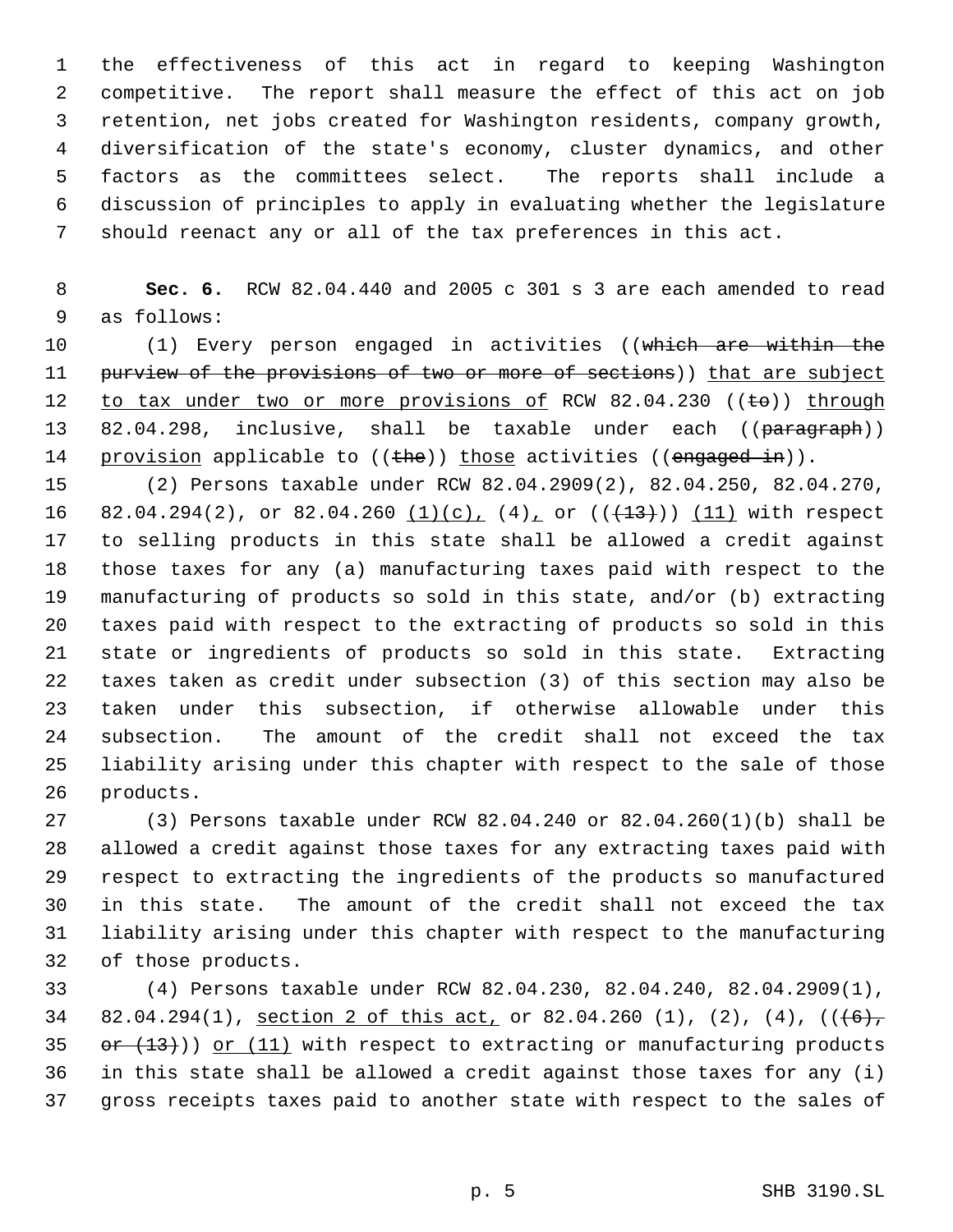the effectiveness of this act in regard to keeping Washington competitive. The report shall measure the effect of this act on job retention, net jobs created for Washington residents, company growth, diversification of the state's economy, cluster dynamics, and other factors as the committees select. The reports shall include a discussion of principles to apply in evaluating whether the legislature should reenact any or all of the tax preferences in this act.

**Sec. 6.** RCW 82.04.440 and 2005 c 301 s 3 are each amended to read as follows:

(1) Every person engaged in activities ((~~which are within the purview of the provisions of two or more of sections~~)) <u>that are subject to tax under two or more provisions of</u> RCW 82.04.230 ((~~to~~)) <u>through</u> 82.04.298, inclusive, shall be taxable under each ((~~paragraph~~)) <u>provision</u> applicable to ((~~the~~)) <u>those</u> activities ((~~engaged in~~)).

(2) Persons taxable under RCW 82.04.2909(2), 82.04.250, 82.04.270, 82.04.294(2), or 82.04.260 <u>(1)(c),</u> (4)<u>,</u> or ((~~(13)~~)) <u>(11)</u> with respect to selling products in this state shall be allowed a credit against those taxes for any (a) manufacturing taxes paid with respect to the manufacturing of products so sold in this state, and/or (b) extracting taxes paid with respect to the extracting of products so sold in this state or ingredients of products so sold in this state. Extracting taxes taken as credit under subsection (3) of this section may also be taken under this subsection, if otherwise allowable under this subsection. The amount of the credit shall not exceed the tax liability arising under this chapter with respect to the sale of those products.

(3) Persons taxable under RCW 82.04.240 or 82.04.260(1)(b) shall be allowed a credit against those taxes for any extracting taxes paid with respect to extracting the ingredients of the products so manufactured in this state. The amount of the credit shall not exceed the tax liability arising under this chapter with respect to the manufacturing of those products.

(4) Persons taxable under RCW 82.04.230, 82.04.240, 82.04.2909(1), 82.04.294(1), <u>section 2 of this act,</u> or 82.04.260 (1), (2), (4), ((~~(6), or (13)~~)) <u>or (11)</u> with respect to extracting or manufacturing products in this state shall be allowed a credit against those taxes for any (i) gross receipts taxes paid to another state with respect to the sales of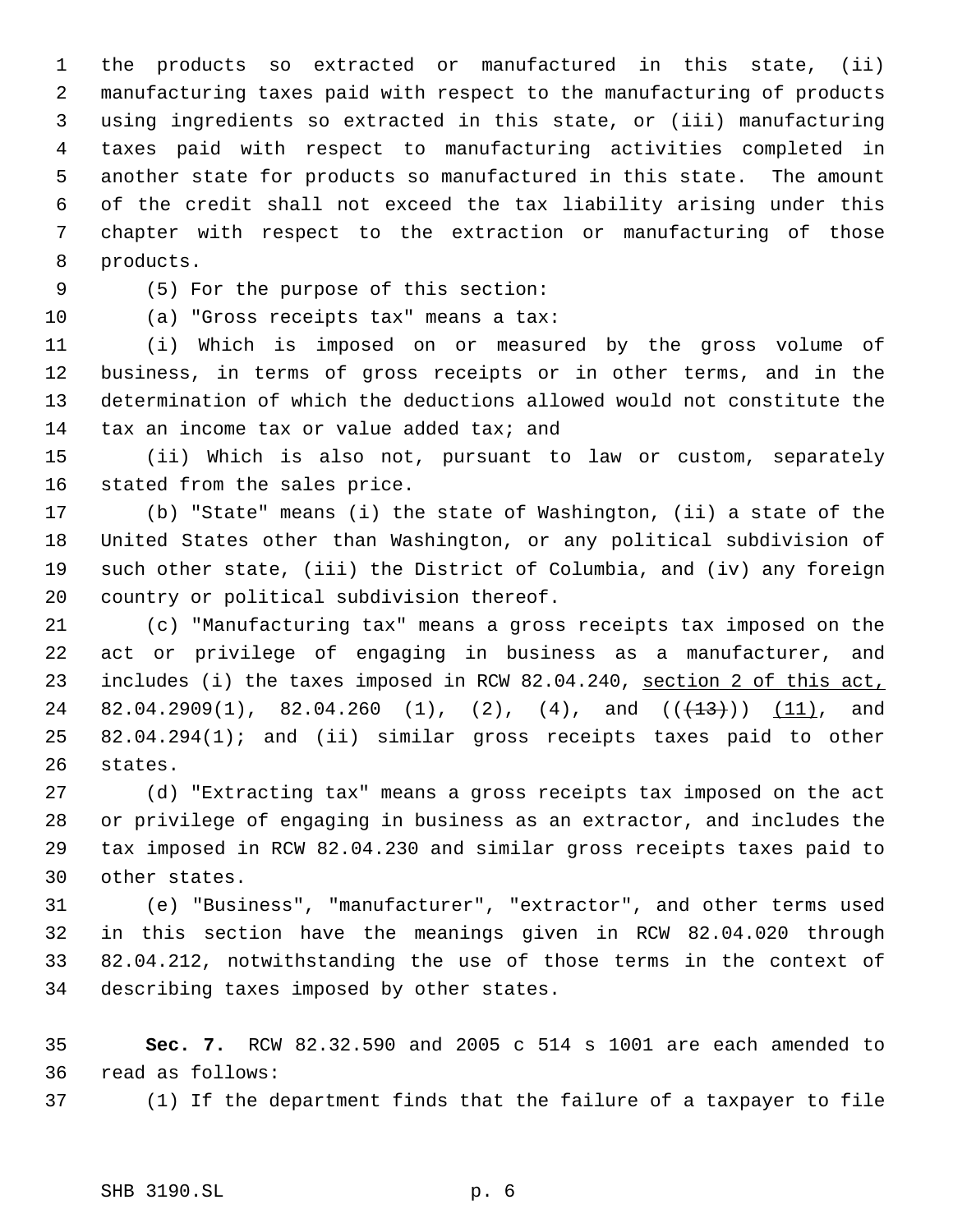the products so extracted or manufactured in this state, (ii) manufacturing taxes paid with respect to the manufacturing of products using ingredients so extracted in this state, or (iii) manufacturing taxes paid with respect to manufacturing activities completed in another state for products so manufactured in this state. The amount of the credit shall not exceed the tax liability arising under this chapter with respect to the extraction or manufacturing of those products.

(5) For the purpose of this section:

(a) "Gross receipts tax" means a tax:

(i) Which is imposed on or measured by the gross volume of business, in terms of gross receipts or in other terms, and in the determination of which the deductions allowed would not constitute the tax an income tax or value added tax; and

(ii) Which is also not, pursuant to law or custom, separately stated from the sales price.

(b) "State" means (i) the state of Washington, (ii) a state of the United States other than Washington, or any political subdivision of such other state, (iii) the District of Columbia, and (iv) any foreign country or political subdivision thereof.

(c) "Manufacturing tax" means a gross receipts tax imposed on the act or privilege of engaging in business as a manufacturer, and includes (i) the taxes imposed in RCW 82.04.240, <u>section 2 of this act,</u> 82.04.2909(1), 82.04.260 (1), (2), (4), and ((~~(13)~~)) <u>(11)</u>, and 82.04.294(1); and (ii) similar gross receipts taxes paid to other states.

(d) "Extracting tax" means a gross receipts tax imposed on the act or privilege of engaging in business as an extractor, and includes the tax imposed in RCW 82.04.230 and similar gross receipts taxes paid to other states.

(e) "Business", "manufacturer", "extractor", and other terms used in this section have the meanings given in RCW 82.04.020 through 82.04.212, notwithstanding the use of those terms in the context of describing taxes imposed by other states.

**Sec. 7.** RCW 82.32.590 and 2005 c 514 s 1001 are each amended to read as follows:

(1) If the department finds that the failure of a taxpayer to file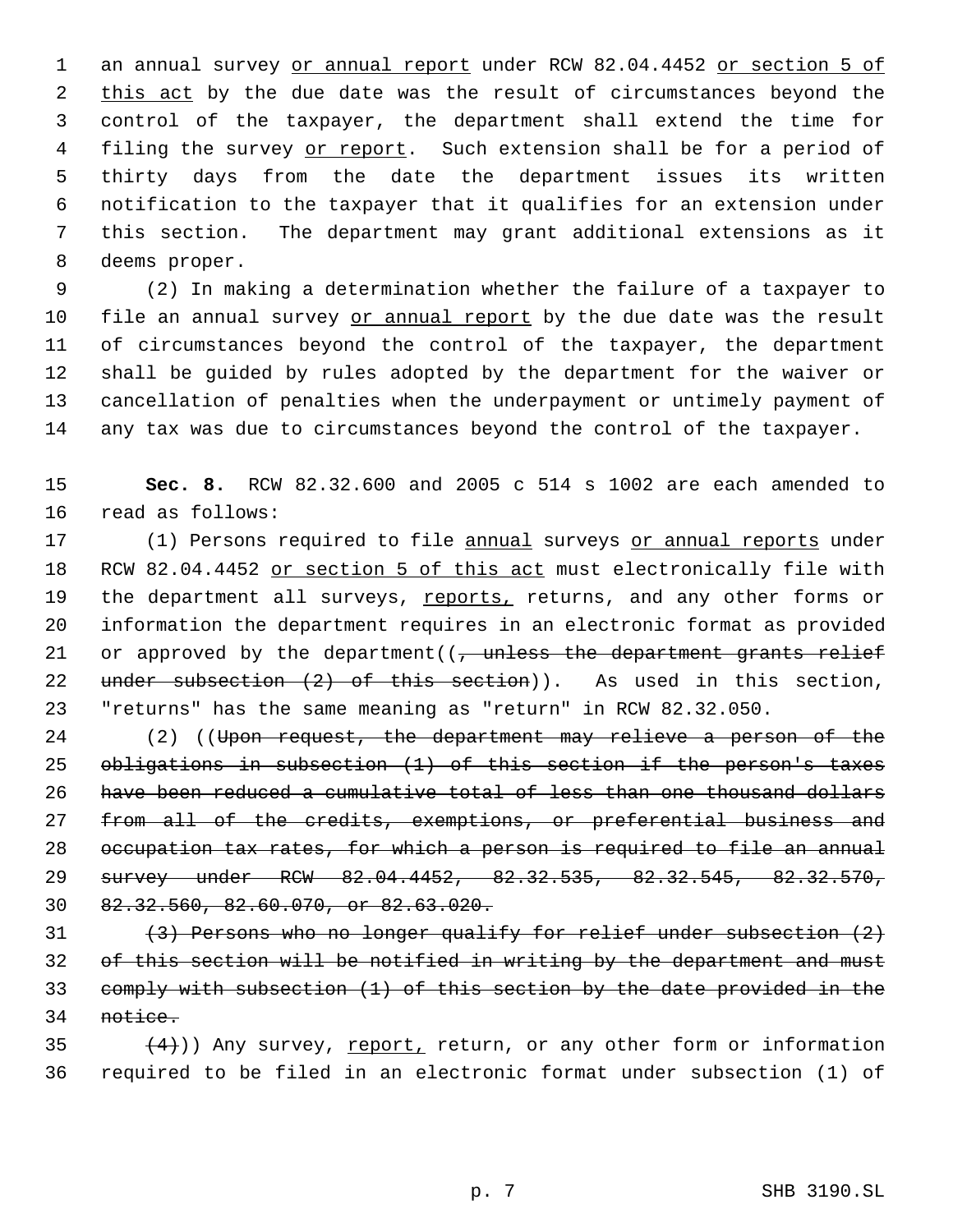an annual survey <u>or annual report</u> under RCW 82.04.4452 <u>or section 5 of this act</u> by the due date was the result of circumstances beyond the control of the taxpayer, the department shall extend the time for filing the survey <u>or report</u>. Such extension shall be for a period of thirty days from the date the department issues its written notification to the taxpayer that it qualifies for an extension under this section. The department may grant additional extensions as it deems proper.

(2) In making a determination whether the failure of a taxpayer to file an annual survey <u>or annual report</u> by the due date was the result of circumstances beyond the control of the taxpayer, the department shall be guided by rules adopted by the department for the waiver or cancellation of penalties when the underpayment or untimely payment of any tax was due to circumstances beyond the control of the taxpayer.

**Sec. 8.** RCW 82.32.600 and 2005 c 514 s 1002 are each amended to read as follows:

(1) Persons required to file <u>annual</u> surveys <u>or annual reports</u> under RCW 82.04.4452 <u>or section 5 of this act</u> must electronically file with the department all surveys, <u>reports,</u> returns, and any other forms or information the department requires in an electronic format as provided or approved by the department((~~, unless the department grants relief under subsection (2) of this section~~)). As used in this section, "returns" has the same meaning as "return" in RCW 82.32.050.

(2) ((~~Upon request, the department may relieve a person of the obligations in subsection (1) of this section if the person's taxes have been reduced a cumulative total of less than one thousand dollars from all of the credits, exemptions, or preferential business and occupation tax rates, for which a person is required to file an annual survey under RCW 82.04.4452, 82.32.535, 82.32.545, 82.32.570, 82.32.560, 82.60.070, or 82.63.020.~~

~~(3) Persons who no longer qualify for relief under subsection (2) of this section will be notified in writing by the department and must comply with subsection (1) of this section by the date provided in the notice.~~

~~(4)~~)) Any survey, <u>report,</u> return, or any other form or information required to be filed in an electronic format under subsection (1) of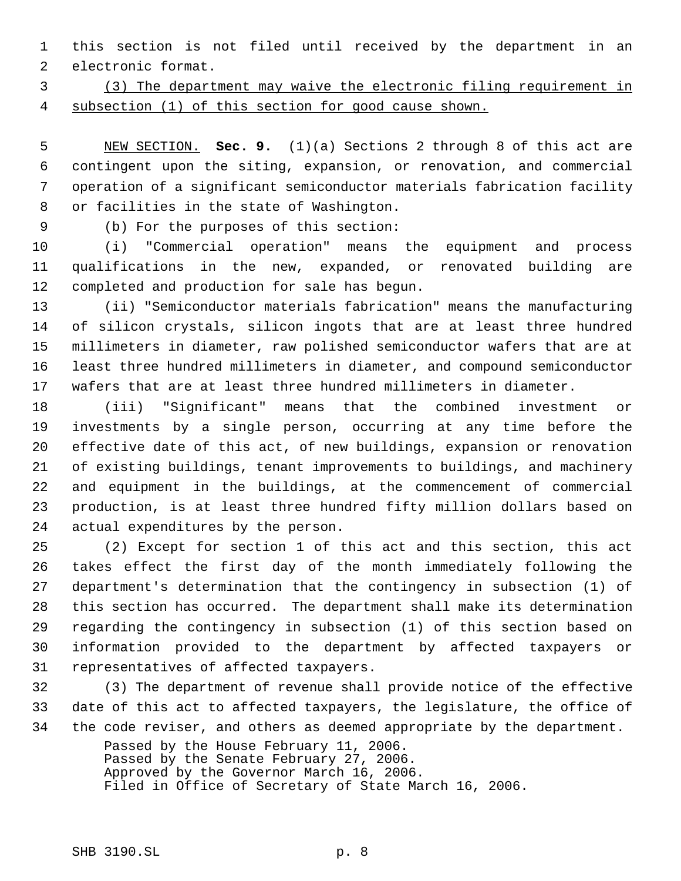this section is not filed until received by the department in an electronic format.

<u>(3) The department may waive the electronic filing requirement in subsection (1) of this section for good cause shown.</u>

<u>NEW SECTION.</u> **Sec. 9.** (1)(a) Sections 2 through 8 of this act are contingent upon the siting, expansion, or renovation, and commercial operation of a significant semiconductor materials fabrication facility or facilities in the state of Washington.

(b) For the purposes of this section:

(i) "Commercial operation" means the equipment and process qualifications in the new, expanded, or renovated building are completed and production for sale has begun.

(ii) "Semiconductor materials fabrication" means the manufacturing of silicon crystals, silicon ingots that are at least three hundred millimeters in diameter, raw polished semiconductor wafers that are at least three hundred millimeters in diameter, and compound semiconductor wafers that are at least three hundred millimeters in diameter.

(iii) "Significant" means that the combined investment or investments by a single person, occurring at any time before the effective date of this act, of new buildings, expansion or renovation of existing buildings, tenant improvements to buildings, and machinery and equipment in the buildings, at the commencement of commercial production, is at least three hundred fifty million dollars based on actual expenditures by the person.

(2) Except for section 1 of this act and this section, this act takes effect the first day of the month immediately following the department's determination that the contingency in subsection (1) of this section has occurred. The department shall make its determination regarding the contingency in subsection (1) of this section based on information provided to the department by affected taxpayers or representatives of affected taxpayers.

(3) The department of revenue shall provide notice of the effective date of this act to affected taxpayers, the legislature, the office of the code reviser, and others as deemed appropriate by the department.

Passed by the House February 11, 2006.
Passed by the Senate February 27, 2006.
Approved by the Governor March 16, 2006.
Filed in Office of Secretary of State March 16, 2006.